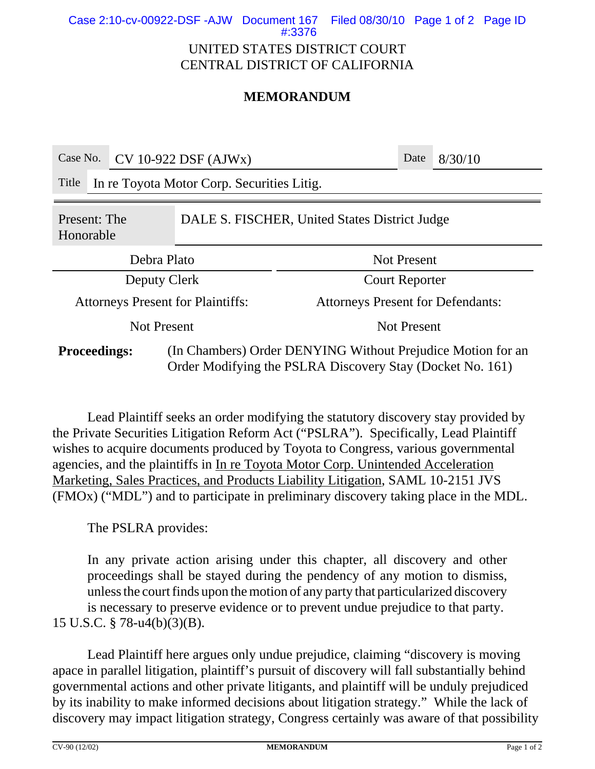UNITED STATES DISTRICT COURT
CENTRAL DISTRICT OF CALIFORNIA

## MEMORANDUM

| Case No. | CV 10-922 DSF (AJWx) | Date | 8/30/10 |
|---|---|---|---|
| Title | In re Toyota Motor Corp. Securities Litig. | | |

| Present: The Honorable | DALE S. FISCHER, United States District Judge |
|---|---|
| Debra Plato | Not Present |
| Deputy Clerk | Court Reporter |
| Attorneys Present for Plaintiffs: | Attorneys Present for Defendants: |
| Not Present | Not Present |

**Proceedings:** (In Chambers) Order DENYING Without Prejudice Motion for an Order Modifying the PSLRA Discovery Stay (Docket No. 161)

Lead Plaintiff seeks an order modifying the statutory discovery stay provided by the Private Securities Litigation Reform Act ("PSLRA"). Specifically, Lead Plaintiff wishes to acquire documents produced by Toyota to Congress, various governmental agencies, and the plaintiffs in In re Toyota Motor Corp. Unintended Acceleration Marketing, Sales Practices, and Products Liability Litigation, SAML 10-2151 JVS (FMOx) ("MDL") and to participate in preliminary discovery taking place in the MDL.

The PSLRA provides:

> In any private action arising under this chapter, all discovery and other proceedings shall be stayed during the pendency of any motion to dismiss, unless the court finds upon the motion of any party that particularized discovery is necessary to preserve evidence or to prevent undue prejudice to that party.

15 U.S.C. § 78-u4(b)(3)(B).

Lead Plaintiff here argues only undue prejudice, claiming "discovery is moving apace in parallel litigation, plaintiff's pursuit of discovery will fall substantially behind governmental actions and other private litigants, and plaintiff will be unduly prejudiced by its inability to make informed decisions about litigation strategy." While the lack of discovery may impact litigation strategy, Congress certainly was aware of that possibility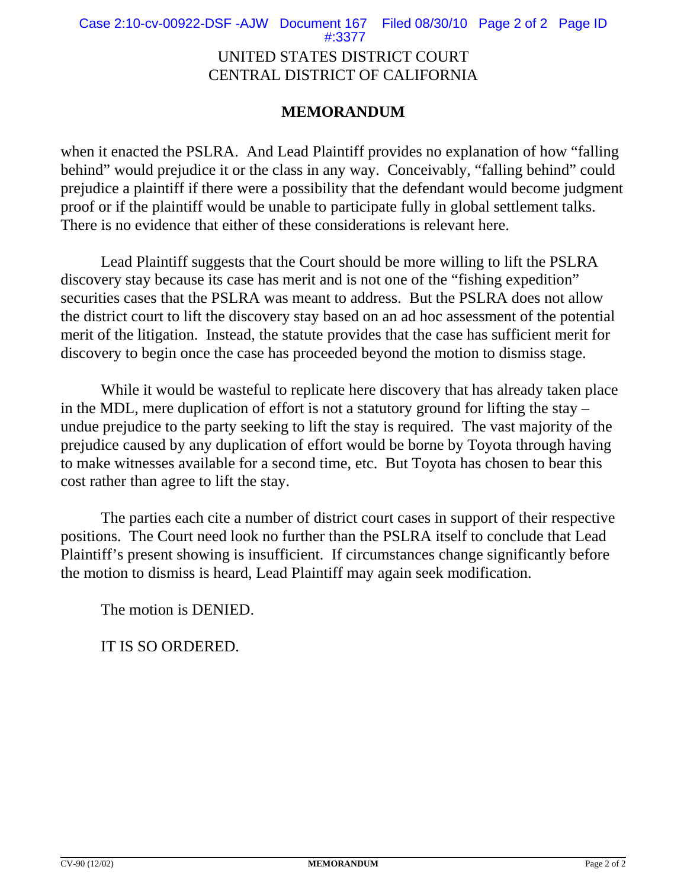UNITED STATES DISTRICT COURT
CENTRAL DISTRICT OF CALIFORNIA

## MEMORANDUM

when it enacted the PSLRA. And Lead Plaintiff provides no explanation of how "falling behind" would prejudice it or the class in any way. Conceivably, "falling behind" could prejudice a plaintiff if there were a possibility that the defendant would become judgment proof or if the plaintiff would be unable to participate fully in global settlement talks. There is no evidence that either of these considerations is relevant here.

Lead Plaintiff suggests that the Court should be more willing to lift the PSLRA discovery stay because its case has merit and is not one of the "fishing expedition" securities cases that the PSLRA was meant to address. But the PSLRA does not allow the district court to lift the discovery stay based on an ad hoc assessment of the potential merit of the litigation. Instead, the statute provides that the case has sufficient merit for discovery to begin once the case has proceeded beyond the motion to dismiss stage.

While it would be wasteful to replicate here discovery that has already taken place in the MDL, mere duplication of effort is not a statutory ground for lifting the stay – undue prejudice to the party seeking to lift the stay is required. The vast majority of the prejudice caused by any duplication of effort would be borne by Toyota through having to make witnesses available for a second time, etc. But Toyota has chosen to bear this cost rather than agree to lift the stay.

The parties each cite a number of district court cases in support of their respective positions. The Court need look no further than the PSLRA itself to conclude that Lead Plaintiff's present showing is insufficient. If circumstances change significantly before the motion to dismiss is heard, Lead Plaintiff may again seek modification.

The motion is DENIED.

IT IS SO ORDERED.